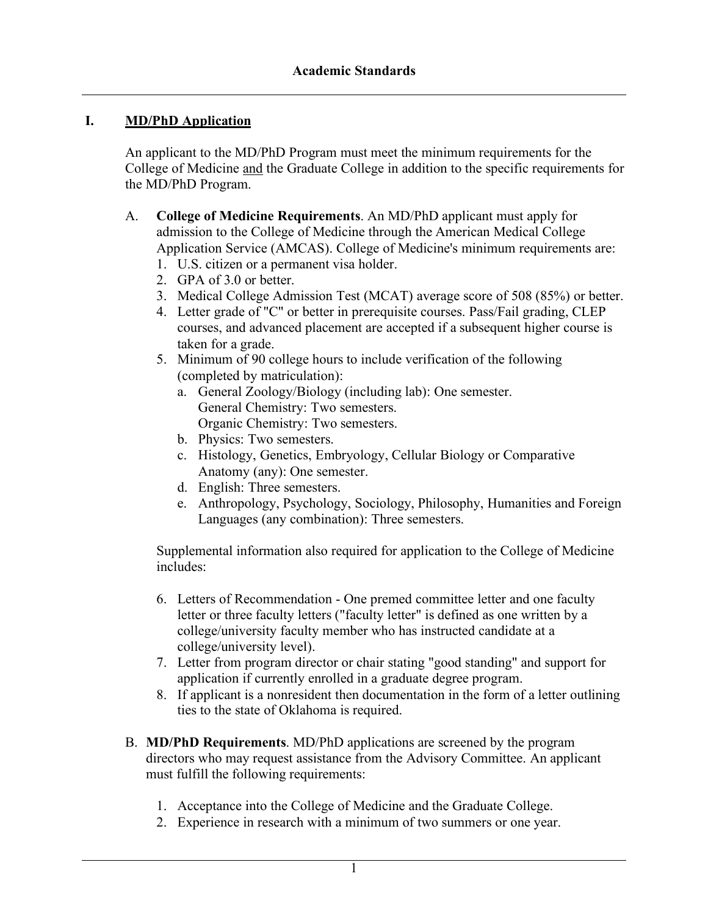# Academic Standards

## I. MD/PhD Application

An applicant to the MD/PhD Program must meet the minimum requirements for the College of Medicine and the Graduate College in addition to the specific requirements for the MD/PhD Program.

A. **College of Medicine Requirements**. An MD/PhD applicant must apply for admission to the College of Medicine through the American Medical College Application Service (AMCAS). College of Medicine's minimum requirements are:

1. U.S. citizen or a permanent visa holder.
2. GPA of 3.0 or better.
3. Medical College Admission Test (MCAT) average score of 508 (85%) or better.
4. Letter grade of "C" or better in prerequisite courses. Pass/Fail grading, CLEP courses, and advanced placement are accepted if a subsequent higher course is taken for a grade.
5. Minimum of 90 college hours to include verification of the following (completed by matriculation):
   a. General Zoology/Biology (including lab): One semester.
      General Chemistry: Two semesters.
      Organic Chemistry: Two semesters.
   b. Physics: Two semesters.
   c. Histology, Genetics, Embryology, Cellular Biology or Comparative Anatomy (any): One semester.
   d. English: Three semesters.
   e. Anthropology, Psychology, Sociology, Philosophy, Humanities and Foreign Languages (any combination): Three semesters.

Supplemental information also required for application to the College of Medicine includes:

6. Letters of Recommendation - One premed committee letter and one faculty letter or three faculty letters ("faculty letter" is defined as one written by a college/university faculty member who has instructed candidate at a college/university level).
7. Letter from program director or chair stating "good standing" and support for application if currently enrolled in a graduate degree program.
8. If applicant is a nonresident then documentation in the form of a letter outlining ties to the state of Oklahoma is required.

B. **MD/PhD Requirements**. MD/PhD applications are screened by the program directors who may request assistance from the Advisory Committee. An applicant must fulfill the following requirements:

1. Acceptance into the College of Medicine and the Graduate College.
2. Experience in research with a minimum of two summers or one year.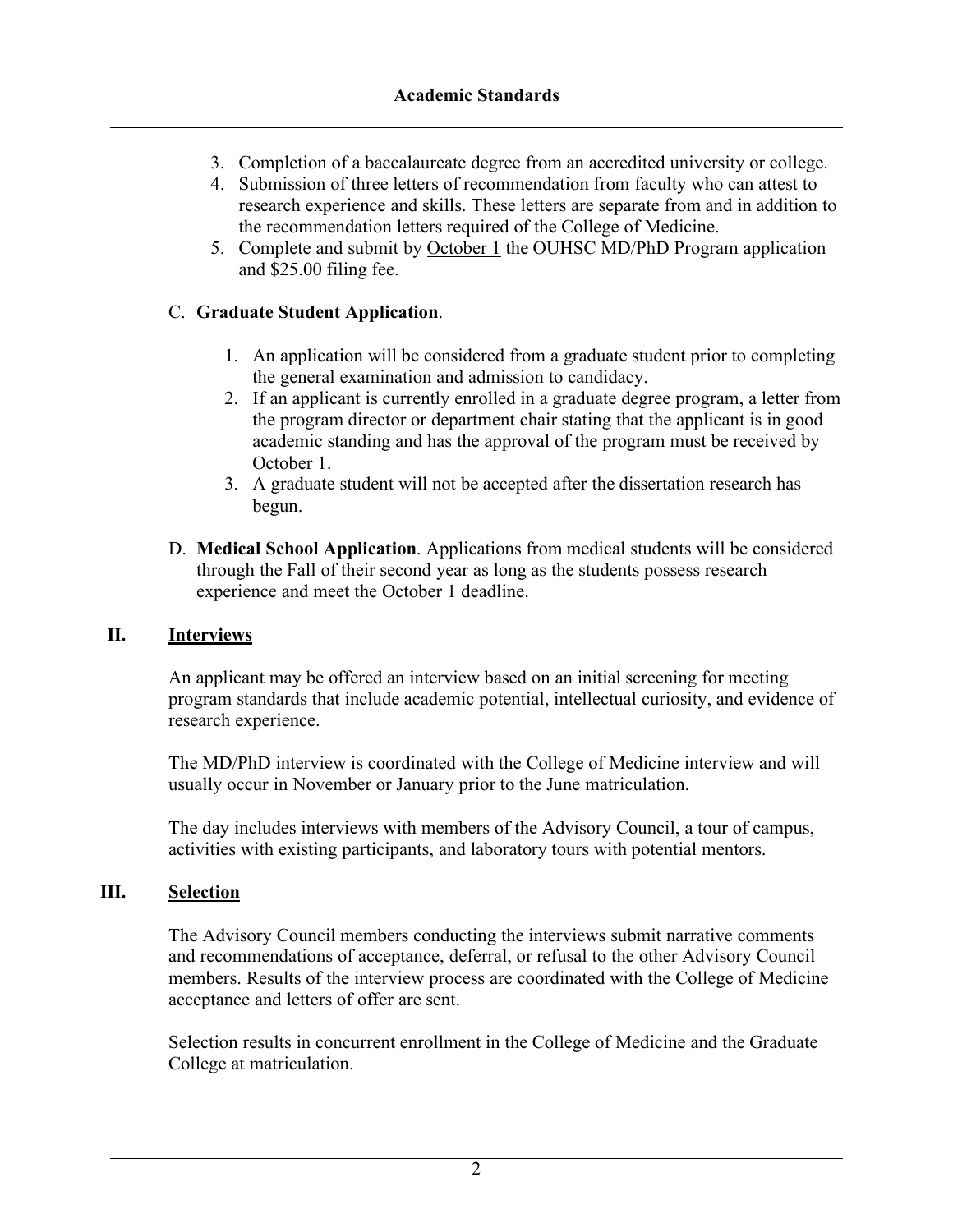3. Completion of a baccalaureate degree from an accredited university or college.
4. Submission of three letters of recommendation from faculty who can attest to research experience and skills. These letters are separate from and in addition to the recommendation letters required of the College of Medicine.
5. Complete and submit by October 1 the OUHSC MD/PhD Program application and $25.00 filing fee.

C. **Graduate Student Application**.

1. An application will be considered from a graduate student prior to completing the general examination and admission to candidacy.
2. If an applicant is currently enrolled in a graduate degree program, a letter from the program director or department chair stating that the applicant is in good academic standing and has the approval of the program must be received by October 1.
3. A graduate student will not be accepted after the dissertation research has begun.

D. **Medical School Application**. Applications from medical students will be considered through the Fall of their second year as long as the students possess research experience and meet the October 1 deadline.

## II. Interviews

An applicant may be offered an interview based on an initial screening for meeting program standards that include academic potential, intellectual curiosity, and evidence of research experience.

The MD/PhD interview is coordinated with the College of Medicine interview and will usually occur in November or January prior to the June matriculation.

The day includes interviews with members of the Advisory Council, a tour of campus, activities with existing participants, and laboratory tours with potential mentors.

## III. Selection

The Advisory Council members conducting the interviews submit narrative comments and recommendations of acceptance, deferral, or refusal to the other Advisory Council members. Results of the interview process are coordinated with the College of Medicine acceptance and letters of offer are sent.

Selection results in concurrent enrollment in the College of Medicine and the Graduate College at matriculation.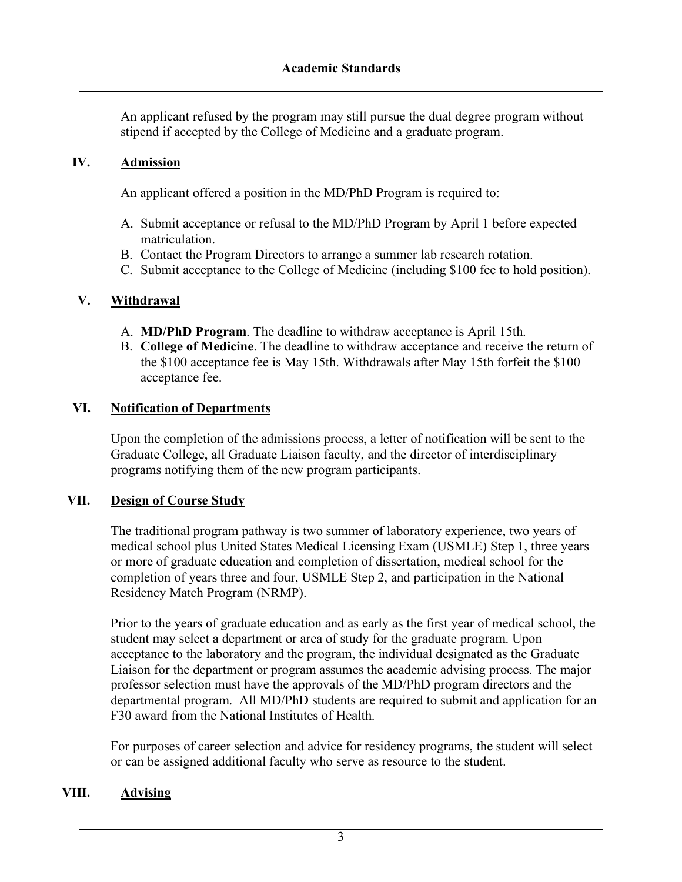An applicant refused by the program may still pursue the dual degree program without stipend if accepted by the College of Medicine and a graduate program.

## IV. Admission

An applicant offered a position in the MD/PhD Program is required to:

A. Submit acceptance or refusal to the MD/PhD Program by April 1 before expected matriculation.
B. Contact the Program Directors to arrange a summer lab research rotation.
C. Submit acceptance to the College of Medicine (including $100 fee to hold position).

## V. Withdrawal

A. **MD/PhD Program**. The deadline to withdraw acceptance is April 15th.
B. **College of Medicine**. The deadline to withdraw acceptance and receive the return of the $100 acceptance fee is May 15th. Withdrawals after May 15th forfeit the $100 acceptance fee.

## VI. Notification of Departments

Upon the completion of the admissions process, a letter of notification will be sent to the Graduate College, all Graduate Liaison faculty, and the director of interdisciplinary programs notifying them of the new program participants.

## VII. Design of Course Study

The traditional program pathway is two summer of laboratory experience, two years of medical school plus United States Medical Licensing Exam (USMLE) Step 1, three years or more of graduate education and completion of dissertation, medical school for the completion of years three and four, USMLE Step 2, and participation in the National Residency Match Program (NRMP).

Prior to the years of graduate education and as early as the first year of medical school, the student may select a department or area of study for the graduate program. Upon acceptance to the laboratory and the program, the individual designated as the Graduate Liaison for the department or program assumes the academic advising process. The major professor selection must have the approvals of the MD/PhD program directors and the departmental program. All MD/PhD students are required to submit and application for an F30 award from the National Institutes of Health.

For purposes of career selection and advice for residency programs, the student will select or can be assigned additional faculty who serve as resource to the student.

## VIII. Advising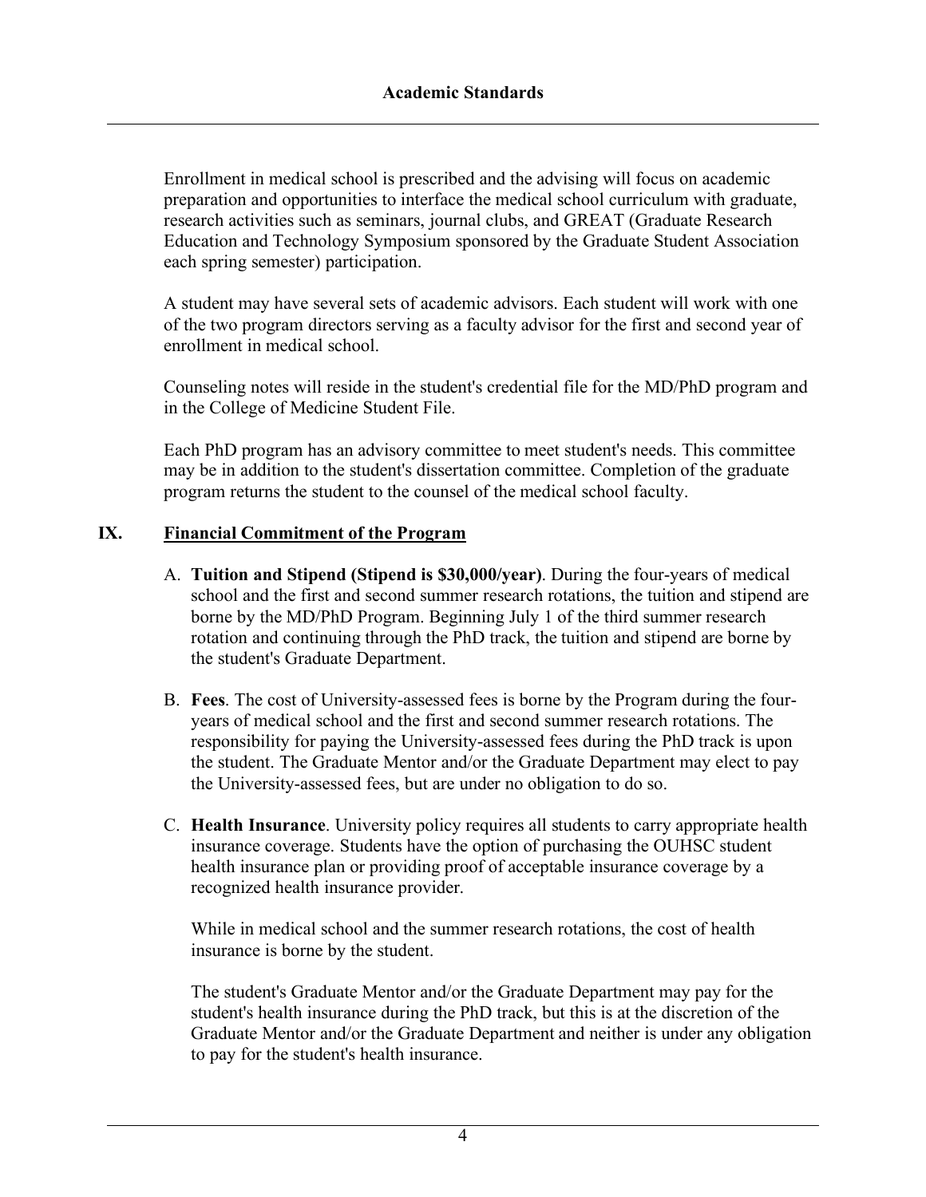Enrollment in medical school is prescribed and the advising will focus on academic preparation and opportunities to interface the medical school curriculum with graduate, research activities such as seminars, journal clubs, and GREAT (Graduate Research Education and Technology Symposium sponsored by the Graduate Student Association each spring semester) participation.

A student may have several sets of academic advisors. Each student will work with one of the two program directors serving as a faculty advisor for the first and second year of enrollment in medical school.

Counseling notes will reside in the student's credential file for the MD/PhD program and in the College of Medicine Student File.

Each PhD program has an advisory committee to meet student's needs. This committee may be in addition to the student's dissertation committee. Completion of the graduate program returns the student to the counsel of the medical school faculty.

## IX. <u>Financial Commitment of the Program</u>

A. **Tuition and Stipend (Stipend is $30,000/year)**. During the four-years of medical school and the first and second summer research rotations, the tuition and stipend are borne by the MD/PhD Program. Beginning July 1 of the third summer research rotation and continuing through the PhD track, the tuition and stipend are borne by the student's Graduate Department.

B. **Fees**. The cost of University-assessed fees is borne by the Program during the four-years of medical school and the first and second summer research rotations. The responsibility for paying the University-assessed fees during the PhD track is upon the student. The Graduate Mentor and/or the Graduate Department may elect to pay the University-assessed fees, but are under no obligation to do so.

C. **Health Insurance**. University policy requires all students to carry appropriate health insurance coverage. Students have the option of purchasing the OUHSC student health insurance plan or providing proof of acceptable insurance coverage by a recognized health insurance provider.

   While in medical school and the summer research rotations, the cost of health insurance is borne by the student.

   The student's Graduate Mentor and/or the Graduate Department may pay for the student's health insurance during the PhD track, but this is at the discretion of the Graduate Mentor and/or the Graduate Department and neither is under any obligation to pay for the student's health insurance.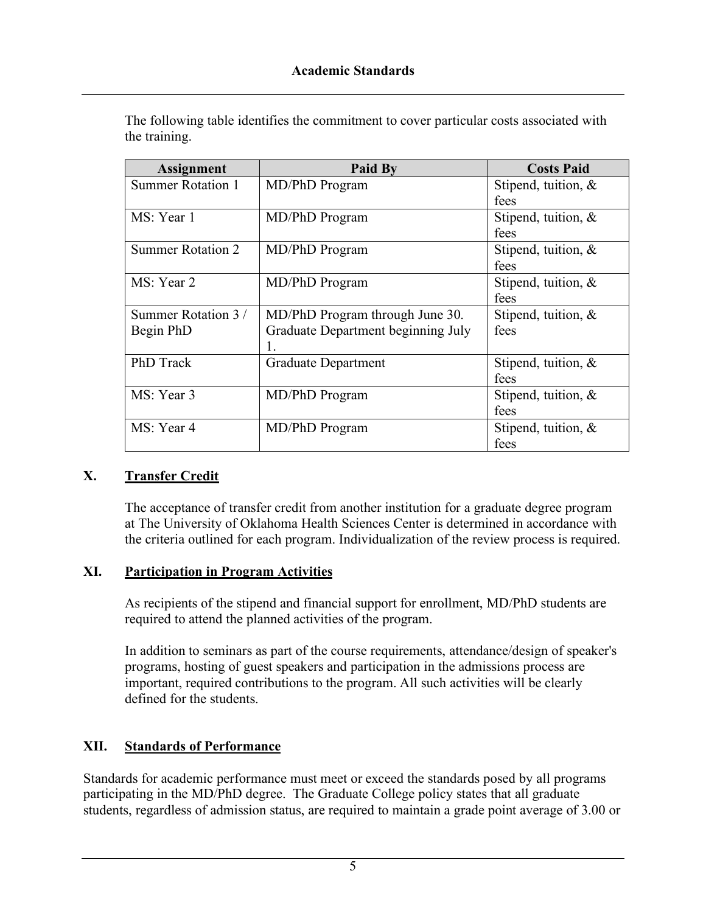The following table identifies the commitment to cover particular costs associated with the training.

| Assignment | Paid By | Costs Paid |
| --- | --- | --- |
| Summer Rotation 1 | MD/PhD Program | Stipend, tuition, & fees |
| MS: Year 1 | MD/PhD Program | Stipend, tuition, & fees |
| Summer Rotation 2 | MD/PhD Program | Stipend, tuition, & fees |
| MS: Year 2 | MD/PhD Program | Stipend, tuition, & fees |
| Summer Rotation 3 / Begin PhD | MD/PhD Program through June 30. Graduate Department beginning July 1. | Stipend, tuition, & fees |
| PhD Track | Graduate Department | Stipend, tuition, & fees |
| MS: Year 3 | MD/PhD Program | Stipend, tuition, & fees |
| MS: Year 4 | MD/PhD Program | Stipend, tuition, & fees |

## X. Transfer Credit

The acceptance of transfer credit from another institution for a graduate degree program at The University of Oklahoma Health Sciences Center is determined in accordance with the criteria outlined for each program. Individualization of the review process is required.

## XI. Participation in Program Activities

As recipients of the stipend and financial support for enrollment, MD/PhD students are required to attend the planned activities of the program.

In addition to seminars as part of the course requirements, attendance/design of speaker's programs, hosting of guest speakers and participation in the admissions process are important, required contributions to the program. All such activities will be clearly defined for the students.

## XII. Standards of Performance

Standards for academic performance must meet or exceed the standards posed by all programs participating in the MD/PhD degree. The Graduate College policy states that all graduate students, regardless of admission status, are required to maintain a grade point average of 3.00 or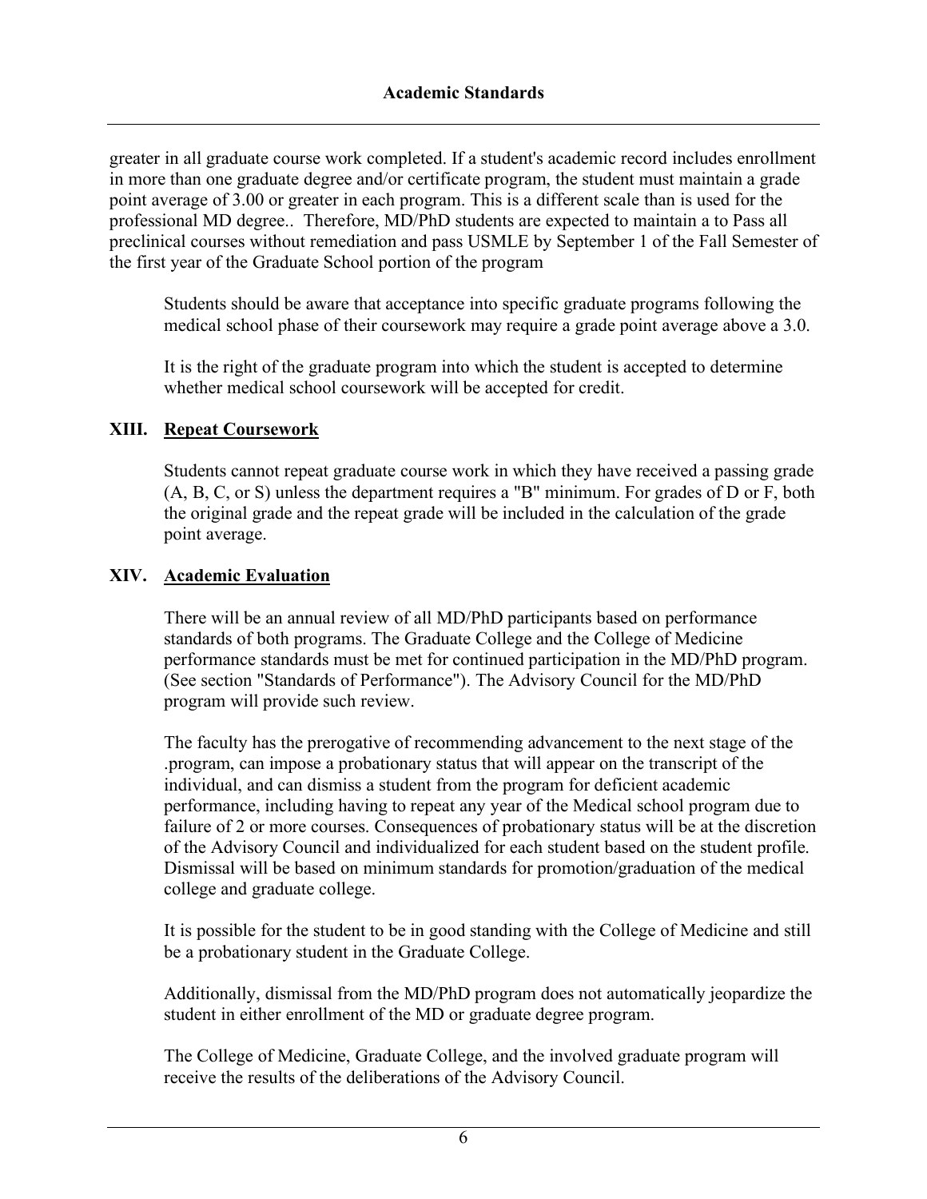greater in all graduate course work completed. If a student's academic record includes enrollment in more than one graduate degree and/or certificate program, the student must maintain a grade point average of 3.00 or greater in each program. This is a different scale than is used for the professional MD degree.. Therefore, MD/PhD students are expected to maintain a to Pass all preclinical courses without remediation and pass USMLE by September 1 of the Fall Semester of the first year of the Graduate School portion of the program

Students should be aware that acceptance into specific graduate programs following the medical school phase of their coursework may require a grade point average above a 3.0.

It is the right of the graduate program into which the student is accepted to determine whether medical school coursework will be accepted for credit.

## XIII. Repeat Coursework

Students cannot repeat graduate course work in which they have received a passing grade (A, B, C, or S) unless the department requires a "B" minimum. For grades of D or F, both the original grade and the repeat grade will be included in the calculation of the grade point average.

## XIV. Academic Evaluation

There will be an annual review of all MD/PhD participants based on performance standards of both programs. The Graduate College and the College of Medicine performance standards must be met for continued participation in the MD/PhD program. (See section "Standards of Performance"). The Advisory Council for the MD/PhD program will provide such review.

The faculty has the prerogative of recommending advancement to the next stage of the .program, can impose a probationary status that will appear on the transcript of the individual, and can dismiss a student from the program for deficient academic performance, including having to repeat any year of the Medical school program due to failure of 2 or more courses. Consequences of probationary status will be at the discretion of the Advisory Council and individualized for each student based on the student profile. Dismissal will be based on minimum standards for promotion/graduation of the medical college and graduate college.

It is possible for the student to be in good standing with the College of Medicine and still be a probationary student in the Graduate College.

Additionally, dismissal from the MD/PhD program does not automatically jeopardize the student in either enrollment of the MD or graduate degree program.

The College of Medicine, Graduate College, and the involved graduate program will receive the results of the deliberations of the Advisory Council.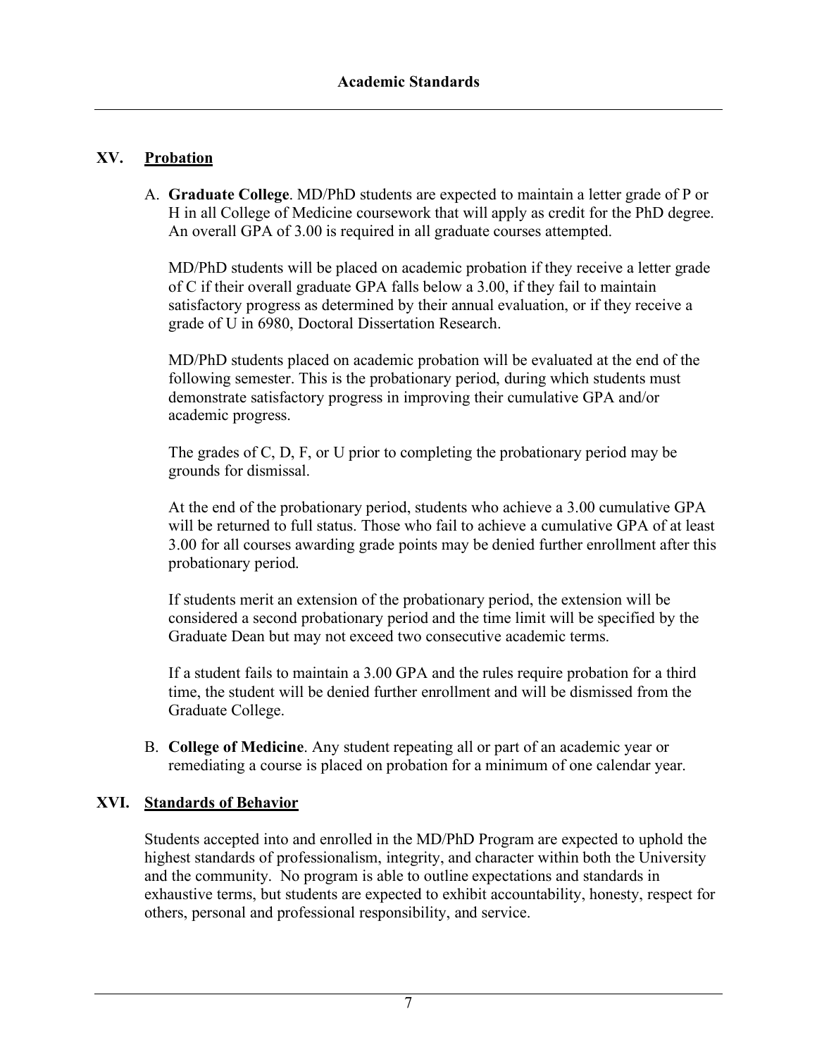## XV. Probation

A. **Graduate College**. MD/PhD students are expected to maintain a letter grade of P or H in all College of Medicine coursework that will apply as credit for the PhD degree. An overall GPA of 3.00 is required in all graduate courses attempted.

   MD/PhD students will be placed on academic probation if they receive a letter grade of C if their overall graduate GPA falls below a 3.00, if they fail to maintain satisfactory progress as determined by their annual evaluation, or if they receive a grade of U in 6980, Doctoral Dissertation Research.

   MD/PhD students placed on academic probation will be evaluated at the end of the following semester. This is the probationary period, during which students must demonstrate satisfactory progress in improving their cumulative GPA and/or academic progress.

   The grades of C, D, F, or U prior to completing the probationary period may be grounds for dismissal.

   At the end of the probationary period, students who achieve a 3.00 cumulative GPA will be returned to full status. Those who fail to achieve a cumulative GPA of at least 3.00 for all courses awarding grade points may be denied further enrollment after this probationary period.

   If students merit an extension of the probationary period, the extension will be considered a second probationary period and the time limit will be specified by the Graduate Dean but may not exceed two consecutive academic terms.

   If a student fails to maintain a 3.00 GPA and the rules require probation for a third time, the student will be denied further enrollment and will be dismissed from the Graduate College.

B. **College of Medicine**. Any student repeating all or part of an academic year or remediating a course is placed on probation for a minimum of one calendar year.

## XVI. Standards of Behavior

Students accepted into and enrolled in the MD/PhD Program are expected to uphold the highest standards of professionalism, integrity, and character within both the University and the community. No program is able to outline expectations and standards in exhaustive terms, but students are expected to exhibit accountability, honesty, respect for others, personal and professional responsibility, and service.